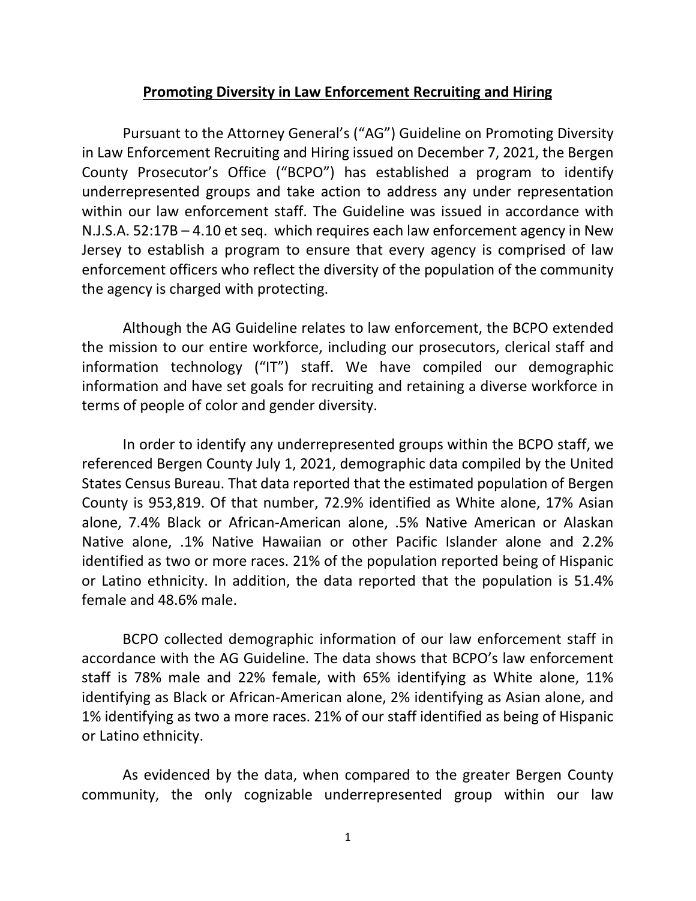# Promoting Diversity in Law Enforcement Recruiting and Hiring

Pursuant to the Attorney General's ("AG") Guideline on Promoting Diversity in Law Enforcement Recruiting and Hiring issued on December 7, 2021, the Bergen County Prosecutor's Office ("BCPO") has established a program to identify underrepresented groups and take action to address any under representation within our law enforcement staff. The Guideline was issued in accordance with N.J.S.A. 52:17B – 4.10 et seq. which requires each law enforcement agency in New Jersey to establish a program to ensure that every agency is comprised of law enforcement officers who reflect the diversity of the population of the community the agency is charged with protecting.

Although the AG Guideline relates to law enforcement, the BCPO extended the mission to our entire workforce, including our prosecutors, clerical staff and information technology ("IT") staff. We have compiled our demographic information and have set goals for recruiting and retaining a diverse workforce in terms of people of color and gender diversity.

In order to identify any underrepresented groups within the BCPO staff, we referenced Bergen County July 1, 2021, demographic data compiled by the United States Census Bureau. That data reported that the estimated population of Bergen County is 953,819. Of that number, 72.9% identified as White alone, 17% Asian alone, 7.4% Black or African-American alone, .5% Native American or Alaskan Native alone, .1% Native Hawaiian or other Pacific Islander alone and 2.2% identified as two or more races. 21% of the population reported being of Hispanic or Latino ethnicity. In addition, the data reported that the population is 51.4% female and 48.6% male.

BCPO collected demographic information of our law enforcement staff in accordance with the AG Guideline. The data shows that BCPO's law enforcement staff is 78% male and 22% female, with 65% identifying as White alone, 11% identifying as Black or African-American alone, 2% identifying as Asian alone, and 1% identifying as two a more races. 21% of our staff identified as being of Hispanic or Latino ethnicity.

As evidenced by the data, when compared to the greater Bergen County community, the only cognizable underrepresented group within our law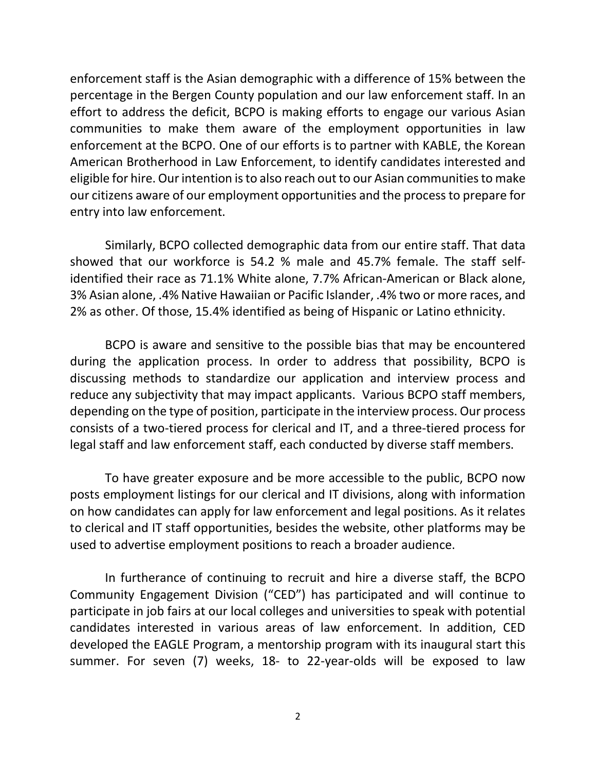enforcement staff is the Asian demographic with a difference of 15% between the percentage in the Bergen County population and our law enforcement staff. In an effort to address the deficit, BCPO is making efforts to engage our various Asian communities to make them aware of the employment opportunities in law enforcement at the BCPO. One of our efforts is to partner with KABLE, the Korean American Brotherhood in Law Enforcement, to identify candidates interested and eligible for hire. Our intention is to also reach out to our Asian communities to make our citizens aware of our employment opportunities and the process to prepare for entry into law enforcement.

Similarly, BCPO collected demographic data from our entire staff. That data showed that our workforce is 54.2 % male and 45.7% female. The staff self-identified their race as 71.1% White alone, 7.7% African-American or Black alone, 3% Asian alone, .4% Native Hawaiian or Pacific Islander, .4% two or more races, and 2% as other. Of those, 15.4% identified as being of Hispanic or Latino ethnicity.

BCPO is aware and sensitive to the possible bias that may be encountered during the application process. In order to address that possibility, BCPO is discussing methods to standardize our application and interview process and reduce any subjectivity that may impact applicants. Various BCPO staff members, depending on the type of position, participate in the interview process. Our process consists of a two-tiered process for clerical and IT, and a three-tiered process for legal staff and law enforcement staff, each conducted by diverse staff members.

To have greater exposure and be more accessible to the public, BCPO now posts employment listings for our clerical and IT divisions, along with information on how candidates can apply for law enforcement and legal positions. As it relates to clerical and IT staff opportunities, besides the website, other platforms may be used to advertise employment positions to reach a broader audience.

In furtherance of continuing to recruit and hire a diverse staff, the BCPO Community Engagement Division ("CED") has participated and will continue to participate in job fairs at our local colleges and universities to speak with potential candidates interested in various areas of law enforcement. In addition, CED developed the EAGLE Program, a mentorship program with its inaugural start this summer. For seven (7) weeks, 18- to 22-year-olds will be exposed to law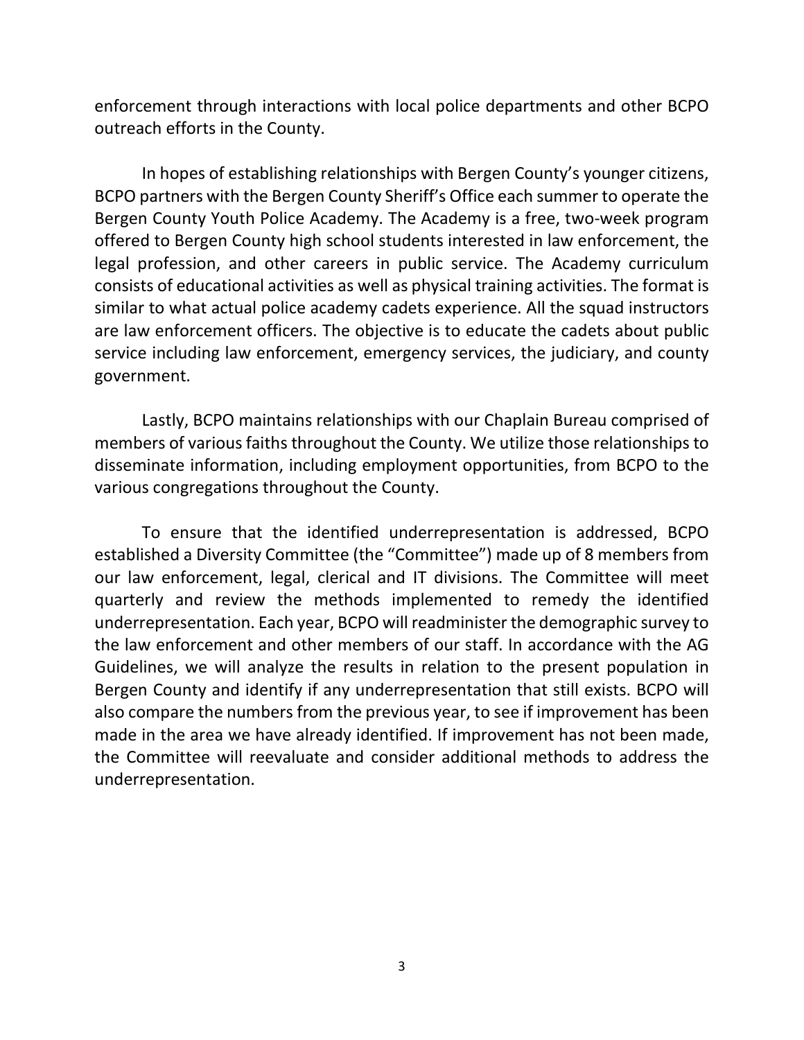enforcement through interactions with local police departments and other BCPO outreach efforts in the County.

In hopes of establishing relationships with Bergen County's younger citizens, BCPO partners with the Bergen County Sheriff's Office each summer to operate the Bergen County Youth Police Academy. The Academy is a free, two-week program offered to Bergen County high school students interested in law enforcement, the legal profession, and other careers in public service. The Academy curriculum consists of educational activities as well as physical training activities. The format is similar to what actual police academy cadets experience. All the squad instructors are law enforcement officers. The objective is to educate the cadets about public service including law enforcement, emergency services, the judiciary, and county government.

Lastly, BCPO maintains relationships with our Chaplain Bureau comprised of members of various faiths throughout the County. We utilize those relationships to disseminate information, including employment opportunities, from BCPO to the various congregations throughout the County.

To ensure that the identified underrepresentation is addressed, BCPO established a Diversity Committee (the "Committee") made up of 8 members from our law enforcement, legal, clerical and IT divisions. The Committee will meet quarterly and review the methods implemented to remedy the identified underrepresentation. Each year, BCPO will readminister the demographic survey to the law enforcement and other members of our staff. In accordance with the AG Guidelines, we will analyze the results in relation to the present population in Bergen County and identify if any underrepresentation that still exists. BCPO will also compare the numbers from the previous year, to see if improvement has been made in the area we have already identified. If improvement has not been made, the Committee will reevaluate and consider additional methods to address the underrepresentation.